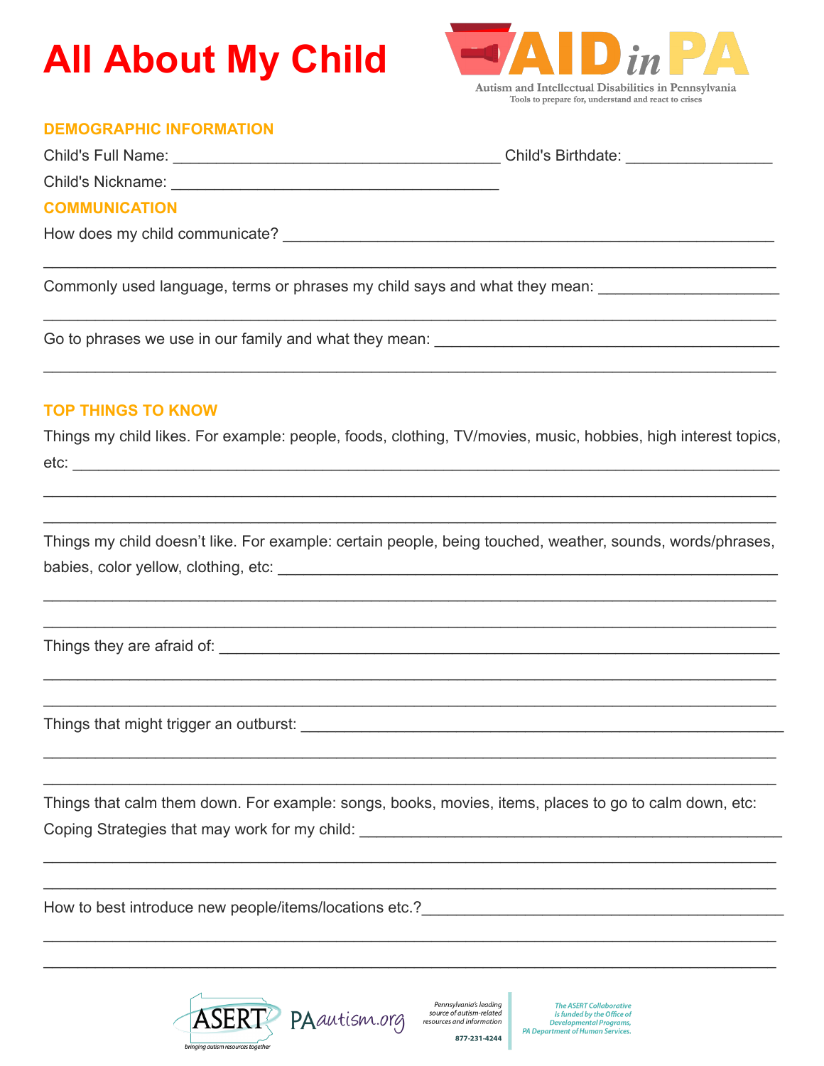# All About My Child

**AID in PA**
Autism and Intellectual Disabilities in Pennsylvania
Tools to prepare for, understand and react to crises

## DEMOGRAPHIC INFORMATION

Child's Full Name: ______________________________________ Child's Birthdate: _________________

Child's Nickname: ______________________________________

## COMMUNICATION

How does my child communicate? _________________________________________________________

_________________________________________________________________________________________

Commonly used language, terms or phrases my child says and what they mean: _____________________

_________________________________________________________________________________________

Go to phrases we use in our family and what they mean: ________________________________________

_________________________________________________________________________________________

## TOP THINGS TO KNOW

Things my child likes. For example: people, foods, clothing, TV/movies, music, hobbies, high interest topics, etc: ______________________________________________________________________________

_________________________________________________________________________________________

_________________________________________________________________________________________

Things my child doesn't like. For example: certain people, being touched, weather, sounds, words/phrases, babies, color yellow, clothing, etc: _____________________________________________________

_________________________________________________________________________________________

_________________________________________________________________________________________

Things they are afraid of: ________________________________________________________________

_________________________________________________________________________________________

_________________________________________________________________________________________

Things that might trigger an outburst: _____________________________________________________

_________________________________________________________________________________________

_________________________________________________________________________________________

Things that calm them down. For example: songs, books, movies, items, places to go to calm down, etc:
Coping Strategies that may work for my child: _______________________________________________

_________________________________________________________________________________________

_________________________________________________________________________________________

How to best introduce new people/items/locations etc.?________________________________________

_________________________________________________________________________________________

_________________________________________________________________________________________

ASERT bringing autism resources together | PAautism.org | Pennsylvania's leading source of autism-related resources and information | 877-231-4244 | The ASERT Collaborative is funded by the Office of Developmental Programs, PA Department of Human Services.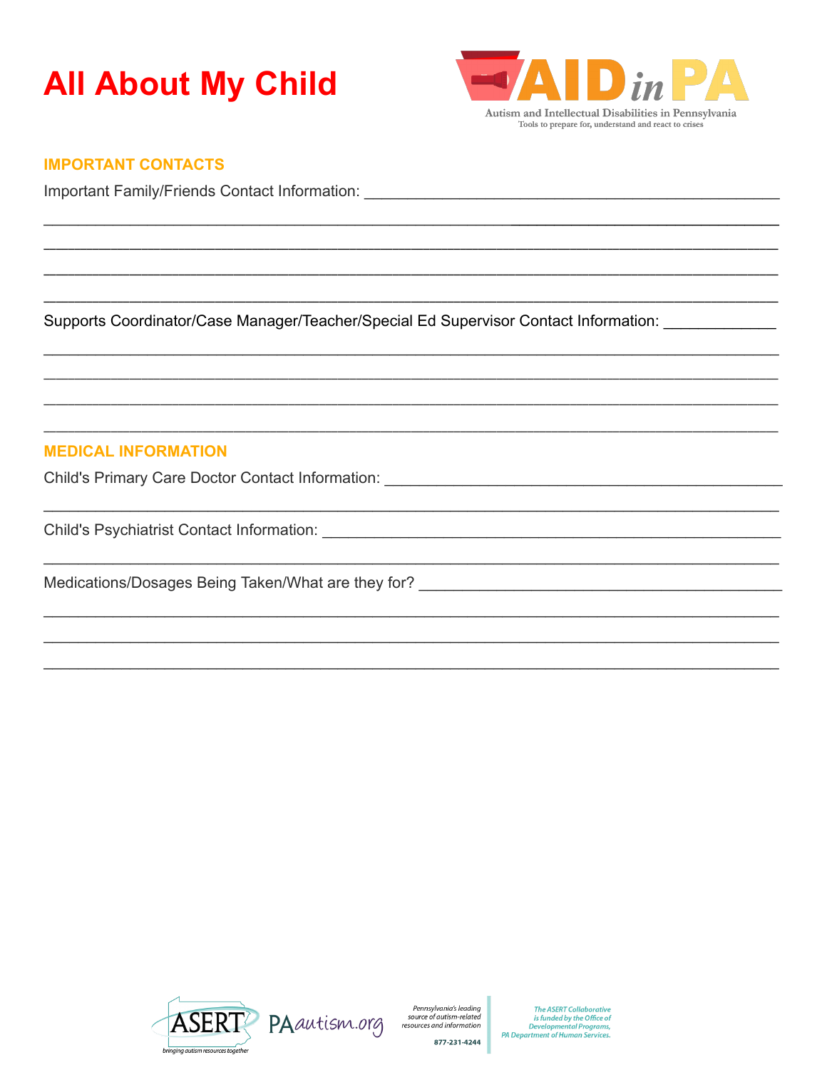# All About My Child

AID in PA
Autism and Intellectual Disabilities in Pennsylvania
Tools to prepare for, understand and react to crises

## IMPORTANT CONTACTS

Important Family/Friends Contact Information: ______________________________________________

____________________________________________________________________________________

____________________________________________________________________________________

____________________________________________________________________________________

____________________________________________________________________________________

Supports Coordinator/Case Manager/Teacher/Special Ed Supervisor Contact Information: ____________

____________________________________________________________________________________

____________________________________________________________________________________

____________________________________________________________________________________

____________________________________________________________________________________

## MEDICAL INFORMATION

Child's Primary Care Doctor Contact Information: ___________________________________________

____________________________________________________________________________________

Child's Psychiatrist Contact Information: _________________________________________________

____________________________________________________________________________________

Medications/Dosages Being Taken/What are they for? _______________________________________

____________________________________________________________________________________

____________________________________________________________________________________

____________________________________________________________________________________

ASERT bringing autism resources together

PAautism.org

*Pennsylvania's leading source of autism-related resources and information*

877-231-4244

*The ASERT Collaborative is funded by the Office of Developmental Programs, PA Department of Human Services.*